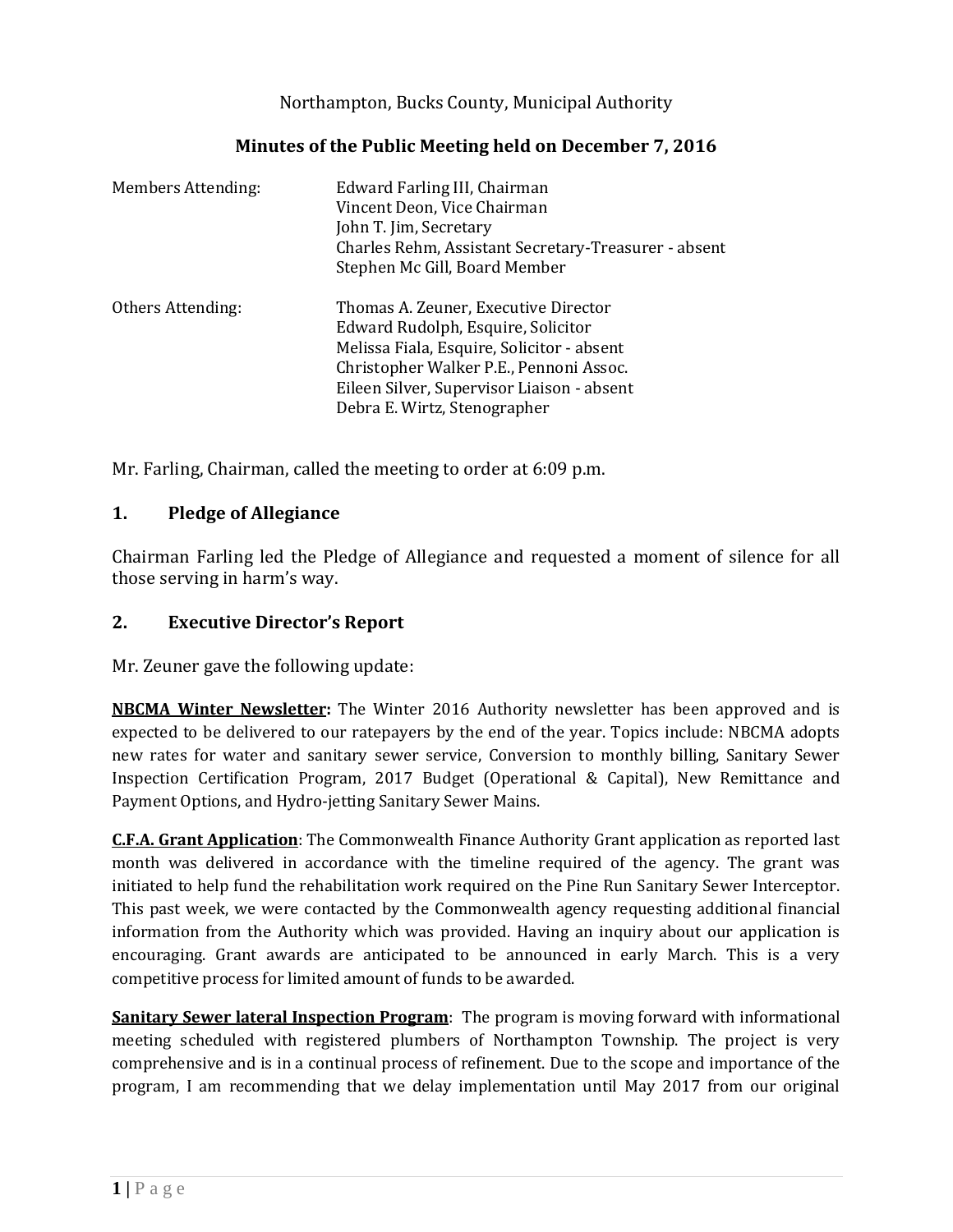Northampton, Bucks County, Municipal Authority

# Minutes of the Public Meeting held on December 7, 2016

| | |
|---|---|
| Members Attending: | Edward Farling III, Chairman<br>Vincent Deon, Vice Chairman<br>John T. Jim, Secretary<br>Charles Rehm, Assistant Secretary-Treasurer - absent<br>Stephen Mc Gill, Board Member |
| Others Attending: | Thomas A. Zeuner, Executive Director<br>Edward Rudolph, Esquire, Solicitor<br>Melissa Fiala, Esquire, Solicitor - absent<br>Christopher Walker P.E., Pennoni Assoc.<br>Eileen Silver, Supervisor Liaison - absent<br>Debra E. Wirtz, Stenographer |

Mr. Farling, Chairman, called the meeting to order at 6:09 p.m.

## 1. Pledge of Allegiance

Chairman Farling led the Pledge of Allegiance and requested a moment of silence for all those serving in harm's way.

## 2. Executive Director's Report

Mr. Zeuner gave the following update:

**NBCMA Winter Newsletter:** The Winter 2016 Authority newsletter has been approved and is expected to be delivered to our ratepayers by the end of the year. Topics include: NBCMA adopts new rates for water and sanitary sewer service, Conversion to monthly billing, Sanitary Sewer Inspection Certification Program, 2017 Budget (Operational & Capital), New Remittance and Payment Options, and Hydro-jetting Sanitary Sewer Mains.

**C.F.A. Grant Application**: The Commonwealth Finance Authority Grant application as reported last month was delivered in accordance with the timeline required of the agency. The grant was initiated to help fund the rehabilitation work required on the Pine Run Sanitary Sewer Interceptor. This past week, we were contacted by the Commonwealth agency requesting additional financial information from the Authority which was provided. Having an inquiry about our application is encouraging. Grant awards are anticipated to be announced in early March. This is a very competitive process for limited amount of funds to be awarded.

**Sanitary Sewer lateral Inspection Program**: The program is moving forward with informational meeting scheduled with registered plumbers of Northampton Township. The project is very comprehensive and is in a continual process of refinement. Due to the scope and importance of the program, I am recommending that we delay implementation until May 2017 from our original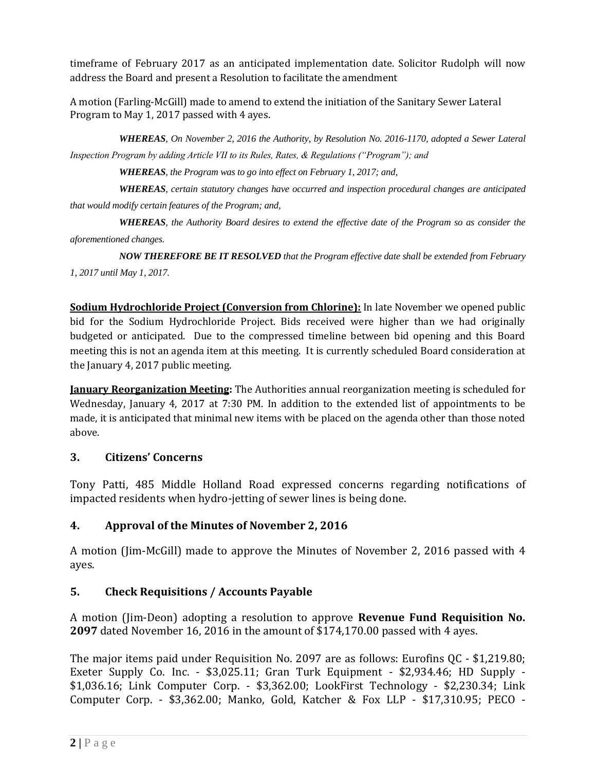timeframe of February 2017 as an anticipated implementation date. Solicitor Rudolph will now address the Board and present a Resolution to facilitate the amendment

A motion (Farling-McGill) made to amend to extend the initiation of the Sanitary Sewer Lateral Program to May 1, 2017 passed with 4 ayes.

***WHEREAS****, On November 2, 2016 the Authority, by Resolution No. 2016-1170, adopted a Sewer Lateral Inspection Program by adding Article VII to its Rules, Rates, & Regulations ("Program"); and*

***WHEREAS****, the Program was to go into effect on February 1, 2017; and,*

***WHEREAS****, certain statutory changes have occurred and inspection procedural changes are anticipated that would modify certain features of the Program; and,*

***WHEREAS****, the Authority Board desires to extend the effective date of the Program so as consider the aforementioned changes.*

***NOW THEREFORE BE IT RESOLVED*** *that the Program effective date shall be extended from February 1, 2017 until May 1, 2017.*

**Sodium Hydrochloride Project (Conversion from Chlorine):** In late November we opened public bid for the Sodium Hydrochloride Project. Bids received were higher than we had originally budgeted or anticipated. Due to the compressed timeline between bid opening and this Board meeting this is not an agenda item at this meeting. It is currently scheduled Board consideration at the January 4, 2017 public meeting.

**January Reorganization Meeting:** The Authorities annual reorganization meeting is scheduled for Wednesday, January 4, 2017 at 7:30 PM. In addition to the extended list of appointments to be made, it is anticipated that minimal new items with be placed on the agenda other than those noted above.

## 3. Citizens' Concerns

Tony Patti, 485 Middle Holland Road expressed concerns regarding notifications of impacted residents when hydro-jetting of sewer lines is being done.

## 4. Approval of the Minutes of November 2, 2016

A motion (Jim-McGill) made to approve the Minutes of November 2, 2016 passed with 4 ayes.

## 5. Check Requisitions / Accounts Payable

A motion (Jim-Deon) adopting a resolution to approve **Revenue Fund Requisition No. 2097** dated November 16, 2016 in the amount of $174,170.00 passed with 4 ayes.

The major items paid under Requisition No. 2097 are as follows: Eurofins QC - $1,219.80; Exeter Supply Co. Inc. - $3,025.11; Gran Turk Equipment - $2,934.46; HD Supply - $1,036.16; Link Computer Corp. - $3,362.00; LookFirst Technology - $2,230.34; Link Computer Corp. - $3,362.00; Manko, Gold, Katcher & Fox LLP - $17,310.95; PECO -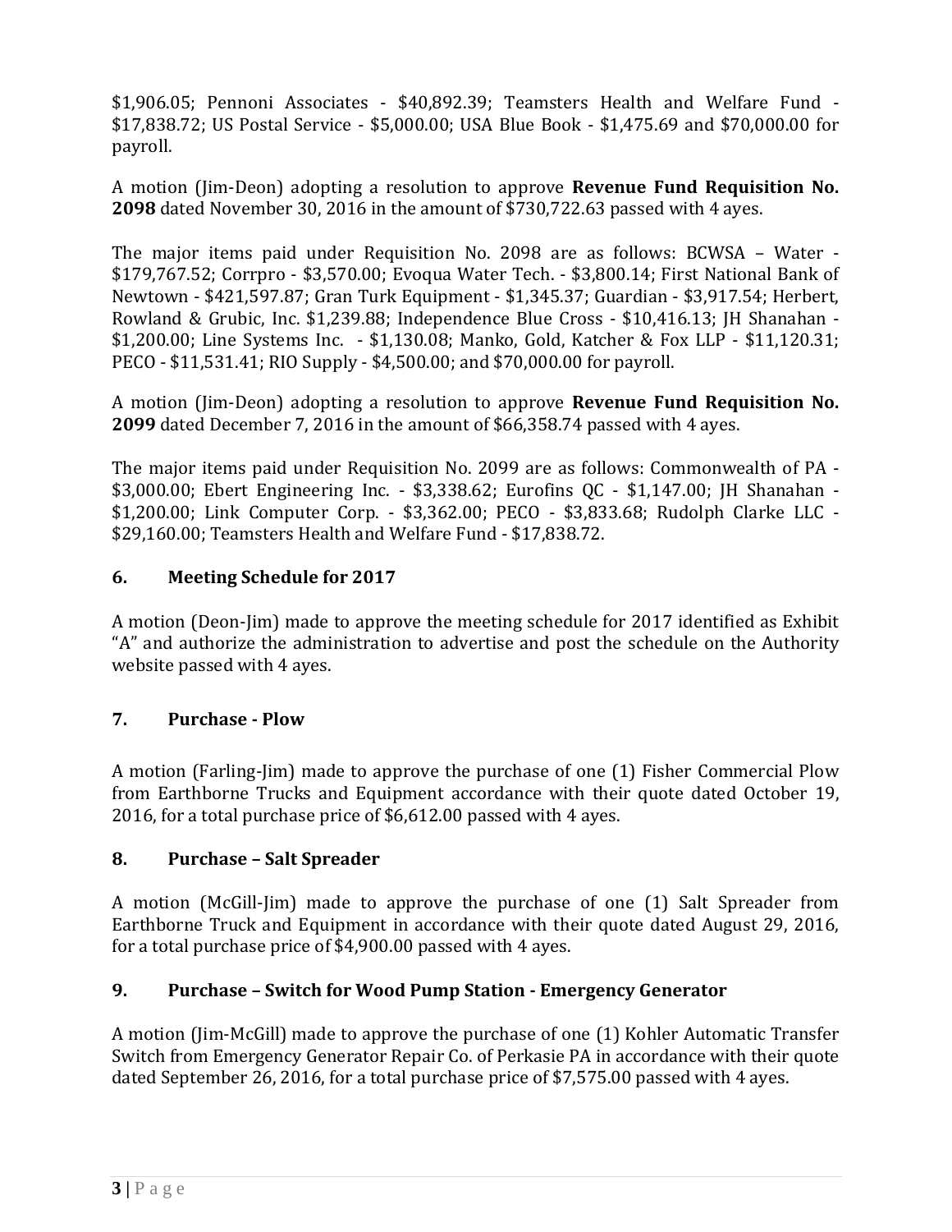$1,906.05; Pennoni Associates - $40,892.39; Teamsters Health and Welfare Fund - $17,838.72; US Postal Service - $5,000.00; USA Blue Book - $1,475.69 and $70,000.00 for payroll.

A motion (Jim-Deon) adopting a resolution to approve **Revenue Fund Requisition No. 2098** dated November 30, 2016 in the amount of $730,722.63 passed with 4 ayes.

The major items paid under Requisition No. 2098 are as follows: BCWSA – Water - $179,767.52; Corrpro - $3,570.00; Evoqua Water Tech. - $3,800.14; First National Bank of Newtown - $421,597.87; Gran Turk Equipment - $1,345.37; Guardian - $3,917.54; Herbert, Rowland & Grubic, Inc. $1,239.88; Independence Blue Cross - $10,416.13; JH Shanahan - $1,200.00; Line Systems Inc. - $1,130.08; Manko, Gold, Katcher & Fox LLP - $11,120.31; PECO - $11,531.41; RIO Supply - $4,500.00; and $70,000.00 for payroll.

A motion (Jim-Deon) adopting a resolution to approve **Revenue Fund Requisition No. 2099** dated December 7, 2016 in the amount of $66,358.74 passed with 4 ayes.

The major items paid under Requisition No. 2099 are as follows: Commonwealth of PA - $3,000.00; Ebert Engineering Inc. - $3,338.62; Eurofins QC - $1,147.00; JH Shanahan - $1,200.00; Link Computer Corp. - $3,362.00; PECO - $3,833.68; Rudolph Clarke LLC - $29,160.00; Teamsters Health and Welfare Fund - $17,838.72.

## 6. Meeting Schedule for 2017

A motion (Deon-Jim) made to approve the meeting schedule for 2017 identified as Exhibit "A" and authorize the administration to advertise and post the schedule on the Authority website passed with 4 ayes.

## 7. Purchase - Plow

A motion (Farling-Jim) made to approve the purchase of one (1) Fisher Commercial Plow from Earthborne Trucks and Equipment accordance with their quote dated October 19, 2016, for a total purchase price of $6,612.00 passed with 4 ayes.

## 8. Purchase – Salt Spreader

A motion (McGill-Jim) made to approve the purchase of one (1) Salt Spreader from Earthborne Truck and Equipment in accordance with their quote dated August 29, 2016, for a total purchase price of $4,900.00 passed with 4 ayes.

## 9. Purchase – Switch for Wood Pump Station - Emergency Generator

A motion (Jim-McGill) made to approve the purchase of one (1) Kohler Automatic Transfer Switch from Emergency Generator Repair Co. of Perkasie PA in accordance with their quote dated September 26, 2016, for a total purchase price of $7,575.00 passed with 4 ayes.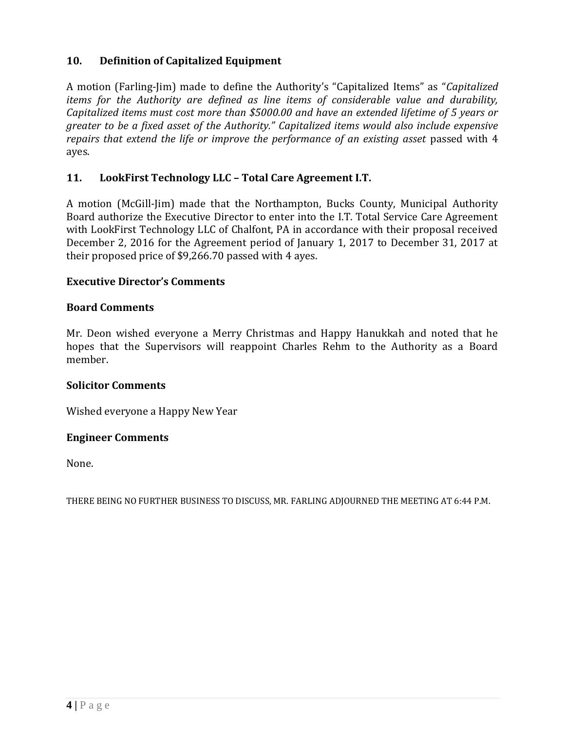### 10. Definition of Capitalized Equipment

A motion (Farling-Jim) made to define the Authority's "Capitalized Items" as "*Capitalized items for the Authority are defined as line items of considerable value and durability, Capitalized items must cost more than $5000.00 and have an extended lifetime of 5 years or greater to be a fixed asset of the Authority." Capitalized items would also include expensive repairs that extend the life or improve the performance of an existing asset* passed with 4 ayes.

### 11. LookFirst Technology LLC – Total Care Agreement I.T.

A motion (McGill-Jim) made that the Northampton, Bucks County, Municipal Authority Board authorize the Executive Director to enter into the I.T. Total Service Care Agreement with LookFirst Technology LLC of Chalfont, PA in accordance with their proposal received December 2, 2016 for the Agreement period of January 1, 2017 to December 31, 2017 at their proposed price of $9,266.70 passed with 4 ayes.

### Executive Director's Comments

### Board Comments

Mr. Deon wished everyone a Merry Christmas and Happy Hanukkah and noted that he hopes that the Supervisors will reappoint Charles Rehm to the Authority as a Board member.

### Solicitor Comments

Wished everyone a Happy New Year

### Engineer Comments

None.

THERE BEING NO FURTHER BUSINESS TO DISCUSS, MR. FARLING ADJOURNED THE MEETING AT 6:44 P.M.